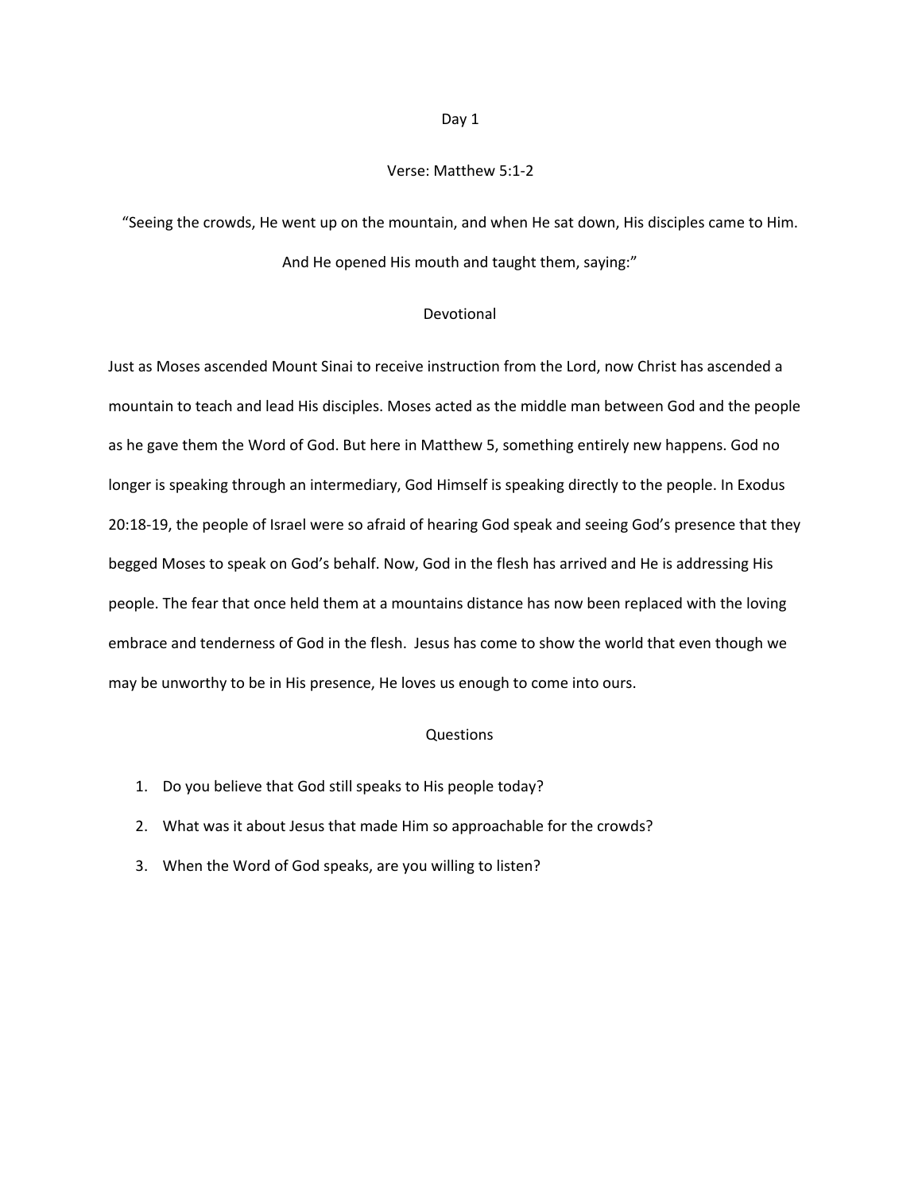# Day 1

## Verse: Matthew 5:1-2

"Seeing the crowds, He went up on the mountain, and when He sat down, His disciples came to Him. And He opened His mouth and taught them, saying:"

## Devotional

Just as Moses ascended Mount Sinai to receive instruction from the Lord, now Christ has ascended a mountain to teach and lead His disciples. Moses acted as the middle man between God and the people as he gave them the Word of God. But here in Matthew 5, something entirely new happens. God no longer is speaking through an intermediary, God Himself is speaking directly to the people. In Exodus 20:18-19, the people of Israel were so afraid of hearing God speak and seeing God's presence that they begged Moses to speak on God's behalf. Now, God in the flesh has arrived and He is addressing His people. The fear that once held them at a mountains distance has now been replaced with the loving embrace and tenderness of God in the flesh. Jesus has come to show the world that even though we may be unworthy to be in His presence, He loves us enough to come into ours.

## Questions

1. Do you believe that God still speaks to His people today?
2. What was it about Jesus that made Him so approachable for the crowds?
3. When the Word of God speaks, are you willing to listen?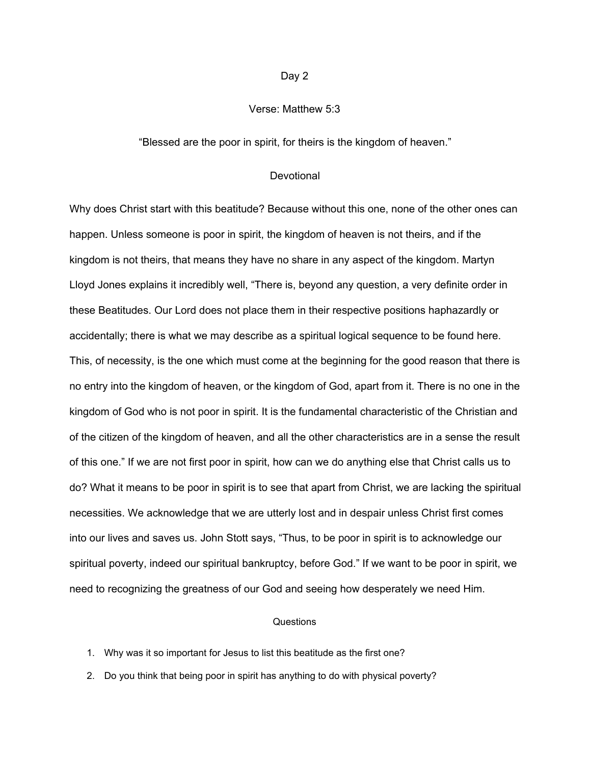# Day 2

## Verse: Matthew 5:3

"Blessed are the poor in spirit, for theirs is the kingdom of heaven."

## Devotional

Why does Christ start with this beatitude? Because without this one, none of the other ones can happen. Unless someone is poor in spirit, the kingdom of heaven is not theirs, and if the kingdom is not theirs, that means they have no share in any aspect of the kingdom. Martyn Lloyd Jones explains it incredibly well, "There is, beyond any question, a very definite order in these Beatitudes. Our Lord does not place them in their respective positions haphazardly or accidentally; there is what we may describe as a spiritual logical sequence to be found here. This, of necessity, is the one which must come at the beginning for the good reason that there is no entry into the kingdom of heaven, or the kingdom of God, apart from it. There is no one in the kingdom of God who is not poor in spirit. It is the fundamental characteristic of the Christian and of the citizen of the kingdom of heaven, and all the other characteristics are in a sense the result of this one." If we are not first poor in spirit, how can we do anything else that Christ calls us to do? What it means to be poor in spirit is to see that apart from Christ, we are lacking the spiritual necessities. We acknowledge that we are utterly lost and in despair unless Christ first comes into our lives and saves us. John Stott says, "Thus, to be poor in spirit is to acknowledge our spiritual poverty, indeed our spiritual bankruptcy, before God." If we want to be poor in spirit, we need to recognizing the greatness of our God and seeing how desperately we need Him.

## Questions

1. Why was it so important for Jesus to list this beatitude as the first one?
2. Do you think that being poor in spirit has anything to do with physical poverty?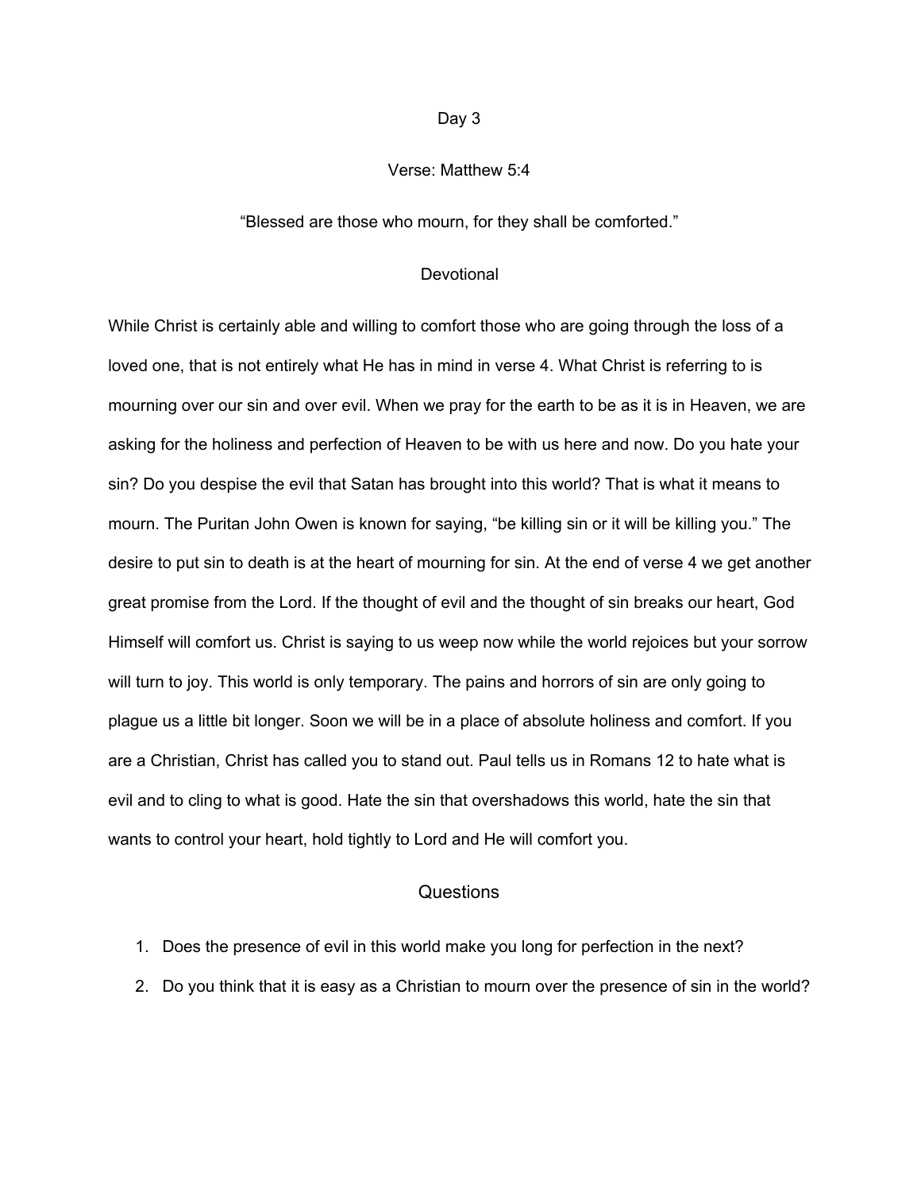# Day 3

## Verse: Matthew 5:4

"Blessed are those who mourn, for they shall be comforted."

## Devotional

While Christ is certainly able and willing to comfort those who are going through the loss of a loved one, that is not entirely what He has in mind in verse 4. What Christ is referring to is mourning over our sin and over evil. When we pray for the earth to be as it is in Heaven, we are asking for the holiness and perfection of Heaven to be with us here and now. Do you hate your sin? Do you despise the evil that Satan has brought into this world? That is what it means to mourn. The Puritan John Owen is known for saying, "be killing sin or it will be killing you." The desire to put sin to death is at the heart of mourning for sin. At the end of verse 4 we get another great promise from the Lord. If the thought of evil and the thought of sin breaks our heart, God Himself will comfort us. Christ is saying to us weep now while the world rejoices but your sorrow will turn to joy. This world is only temporary. The pains and horrors of sin are only going to plague us a little bit longer. Soon we will be in a place of absolute holiness and comfort. If you are a Christian, Christ has called you to stand out. Paul tells us in Romans 12 to hate what is evil and to cling to what is good. Hate the sin that overshadows this world, hate the sin that wants to control your heart, hold tightly to Lord and He will comfort you.

## Questions

1. Does the presence of evil in this world make you long for perfection in the next?
2. Do you think that it is easy as a Christian to mourn over the presence of sin in the world?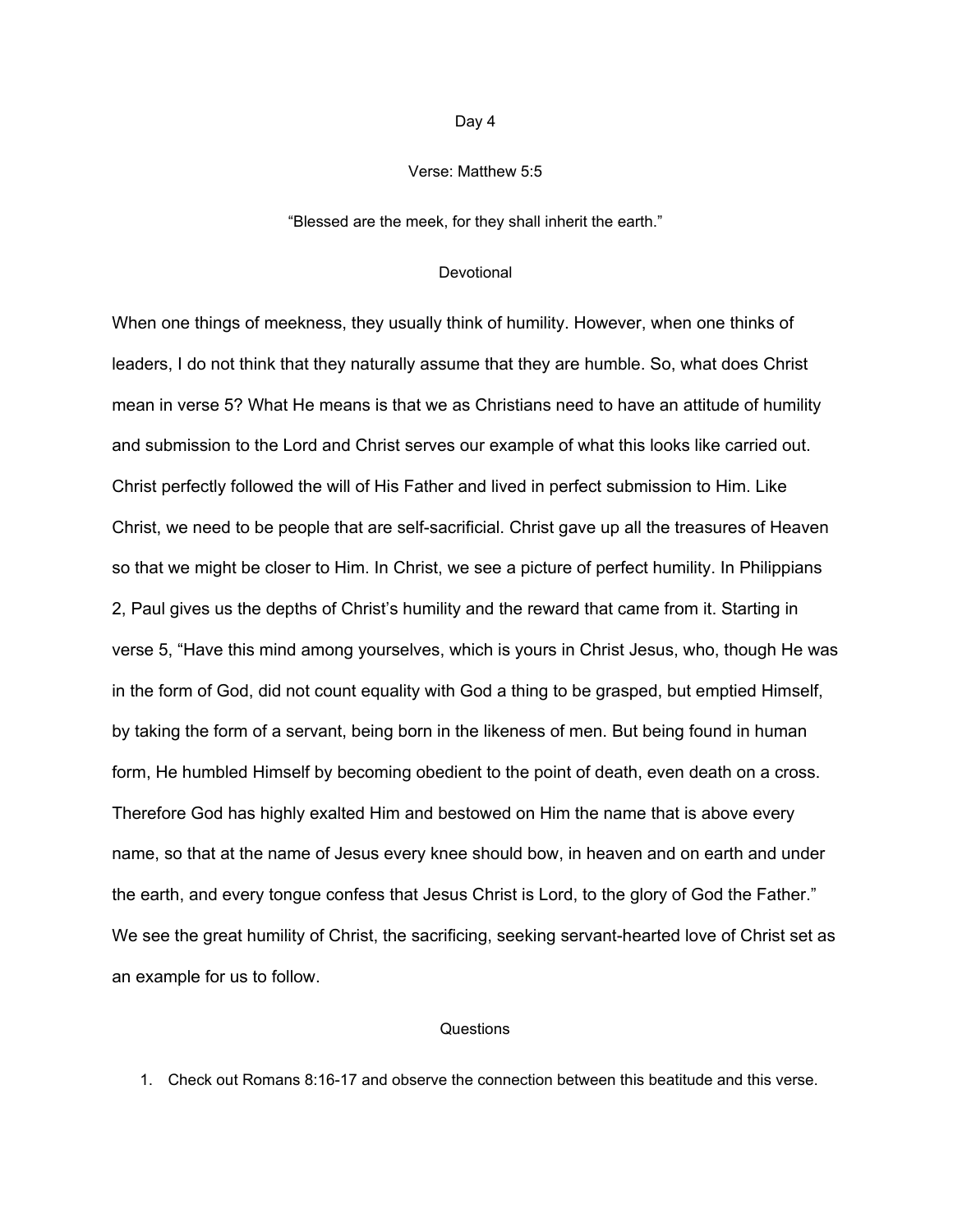## Day 4

### Verse: Matthew 5:5

"Blessed are the meek, for they shall inherit the earth."

### Devotional

When one things of meekness, they usually think of humility. However, when one thinks of leaders, I do not think that they naturally assume that they are humble. So, what does Christ mean in verse 5? What He means is that we as Christians need to have an attitude of humility and submission to the Lord and Christ serves our example of what this looks like carried out. Christ perfectly followed the will of His Father and lived in perfect submission to Him. Like Christ, we need to be people that are self-sacrificial. Christ gave up all the treasures of Heaven so that we might be closer to Him. In Christ, we see a picture of perfect humility. In Philippians 2, Paul gives us the depths of Christ's humility and the reward that came from it. Starting in verse 5, "Have this mind among yourselves, which is yours in Christ Jesus, who, though He was in the form of God, did not count equality with God a thing to be grasped, but emptied Himself, by taking the form of a servant, being born in the likeness of men. But being found in human form, He humbled Himself by becoming obedient to the point of death, even death on a cross. Therefore God has highly exalted Him and bestowed on Him the name that is above every name, so that at the name of Jesus every knee should bow, in heaven and on earth and under the earth, and every tongue confess that Jesus Christ is Lord, to the glory of God the Father." We see the great humility of Christ, the sacrificing, seeking servant-hearted love of Christ set as an example for us to follow.

### Questions

1. Check out Romans 8:16-17 and observe the connection between this beatitude and this verse.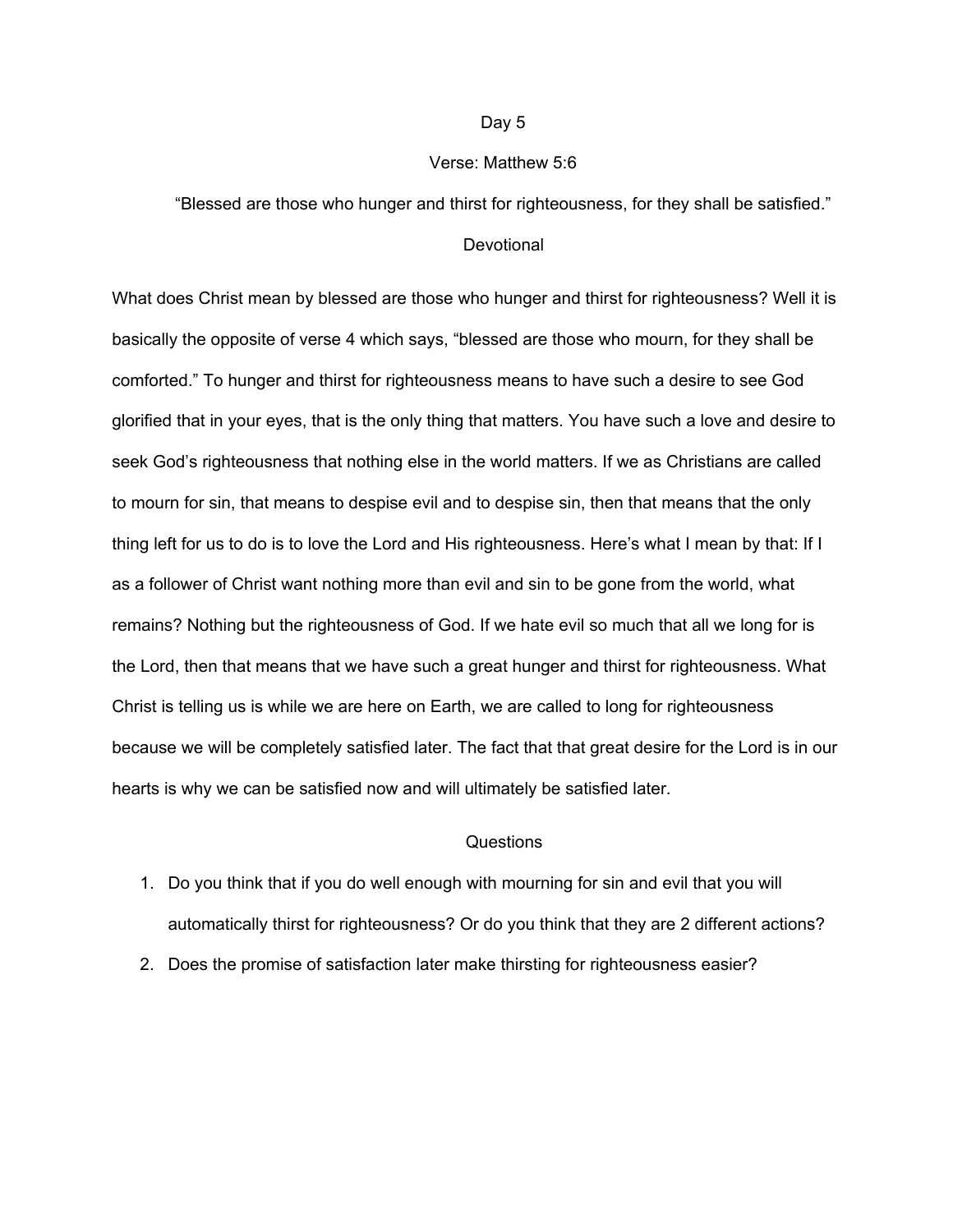# Day 5

## Verse: Matthew 5:6

"Blessed are those who hunger and thirst for righteousness, for they shall be satisfied."

## Devotional

What does Christ mean by blessed are those who hunger and thirst for righteousness? Well it is basically the opposite of verse 4 which says, "blessed are those who mourn, for they shall be comforted." To hunger and thirst for righteousness means to have such a desire to see God glorified that in your eyes, that is the only thing that matters. You have such a love and desire to seek God's righteousness that nothing else in the world matters. If we as Christians are called to mourn for sin, that means to despise evil and to despise sin, then that means that the only thing left for us to do is to love the Lord and His righteousness. Here's what I mean by that: If I as a follower of Christ want nothing more than evil and sin to be gone from the world, what remains? Nothing but the righteousness of God. If we hate evil so much that all we long for is the Lord, then that means that we have such a great hunger and thirst for righteousness. What Christ is telling us is while we are here on Earth, we are called to long for righteousness because we will be completely satisfied later. The fact that that great desire for the Lord is in our hearts is why we can be satisfied now and will ultimately be satisfied later.

## Questions

1. Do you think that if you do well enough with mourning for sin and evil that you will automatically thirst for righteousness? Or do you think that they are 2 different actions?
2. Does the promise of satisfaction later make thirsting for righteousness easier?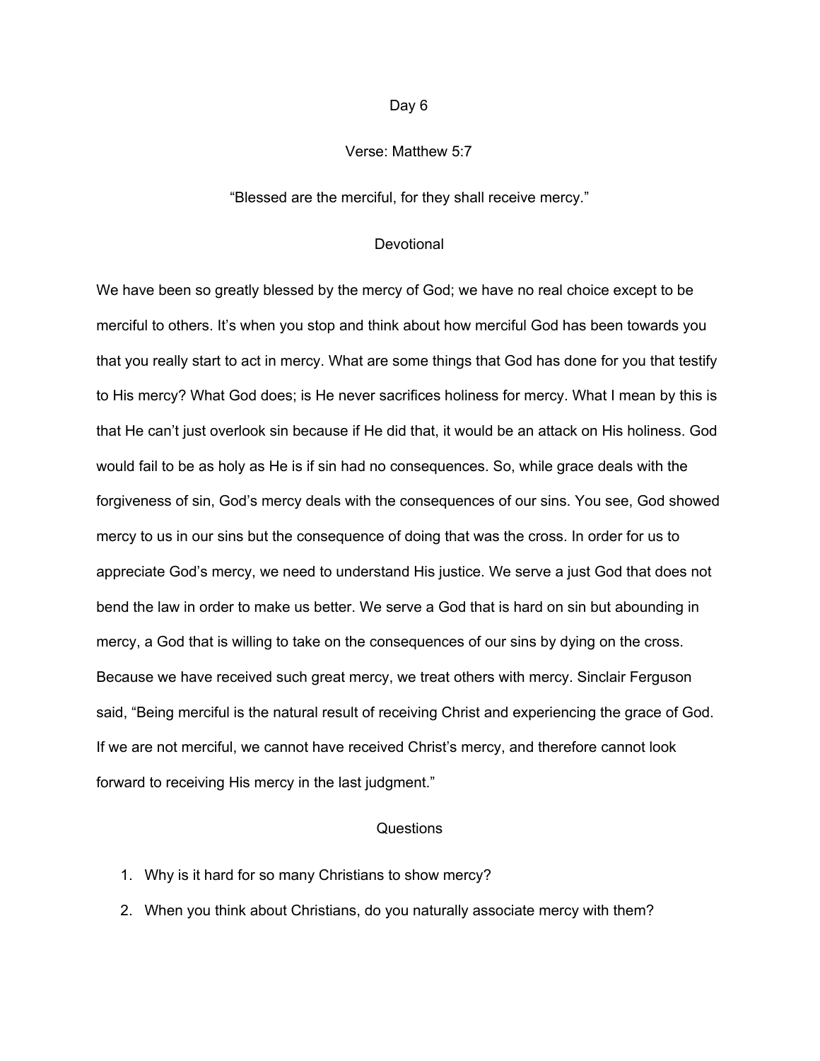# Day 6

## Verse: Matthew 5:7

"Blessed are the merciful, for they shall receive mercy."

## Devotional

We have been so greatly blessed by the mercy of God; we have no real choice except to be merciful to others. It's when you stop and think about how merciful God has been towards you that you really start to act in mercy. What are some things that God has done for you that testify to His mercy? What God does; is He never sacrifices holiness for mercy. What I mean by this is that He can't just overlook sin because if He did that, it would be an attack on His holiness. God would fail to be as holy as He is if sin had no consequences. So, while grace deals with the forgiveness of sin, God's mercy deals with the consequences of our sins. You see, God showed mercy to us in our sins but the consequence of doing that was the cross. In order for us to appreciate God's mercy, we need to understand His justice. We serve a just God that does not bend the law in order to make us better. We serve a God that is hard on sin but abounding in mercy, a God that is willing to take on the consequences of our sins by dying on the cross. Because we have received such great mercy, we treat others with mercy. Sinclair Ferguson said, "Being merciful is the natural result of receiving Christ and experiencing the grace of God. If we are not merciful, we cannot have received Christ's mercy, and therefore cannot look forward to receiving His mercy in the last judgment."

## Questions

1. Why is it hard for so many Christians to show mercy?
2. When you think about Christians, do you naturally associate mercy with them?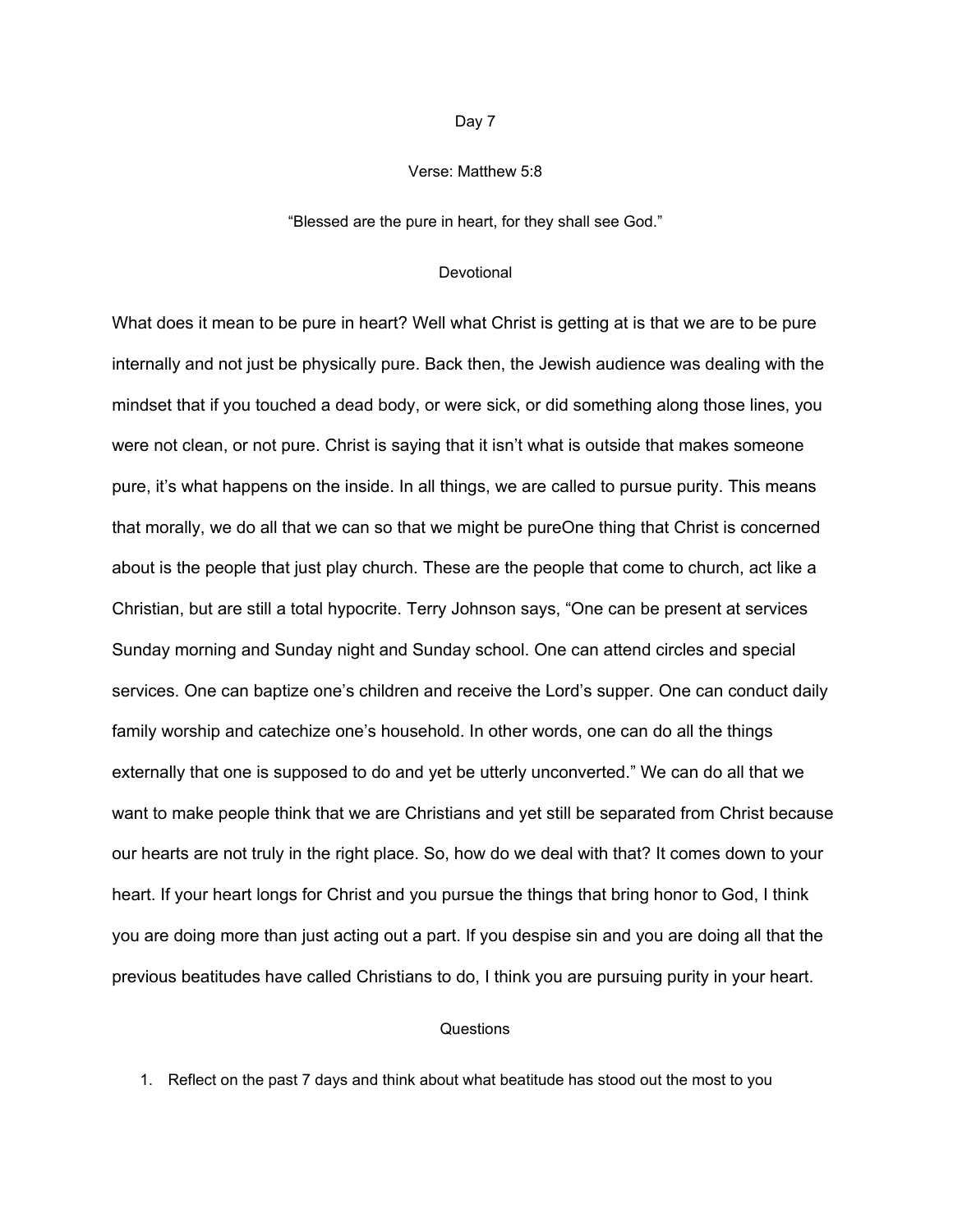## Day 7

### Verse: Matthew 5:8

"Blessed are the pure in heart, for they shall see God."

### Devotional

What does it mean to be pure in heart? Well what Christ is getting at is that we are to be pure internally and not just be physically pure. Back then, the Jewish audience was dealing with the mindset that if you touched a dead body, or were sick, or did something along those lines, you were not clean, or not pure. Christ is saying that it isn't what is outside that makes someone pure, it's what happens on the inside. In all things, we are called to pursue purity. This means that morally, we do all that we can so that we might be pureOne thing that Christ is concerned about is the people that just play church. These are the people that come to church, act like a Christian, but are still a total hypocrite. Terry Johnson says, "One can be present at services Sunday morning and Sunday night and Sunday school. One can attend circles and special services. One can baptize one's children and receive the Lord's supper. One can conduct daily family worship and catechize one's household. In other words, one can do all the things externally that one is supposed to do and yet be utterly unconverted." We can do all that we want to make people think that we are Christians and yet still be separated from Christ because our hearts are not truly in the right place. So, how do we deal with that? It comes down to your heart. If your heart longs for Christ and you pursue the things that bring honor to God, I think you are doing more than just acting out a part. If you despise sin and you are doing all that the previous beatitudes have called Christians to do, I think you are pursuing purity in your heart.

### Questions

1. Reflect on the past 7 days and think about what beatitude has stood out the most to you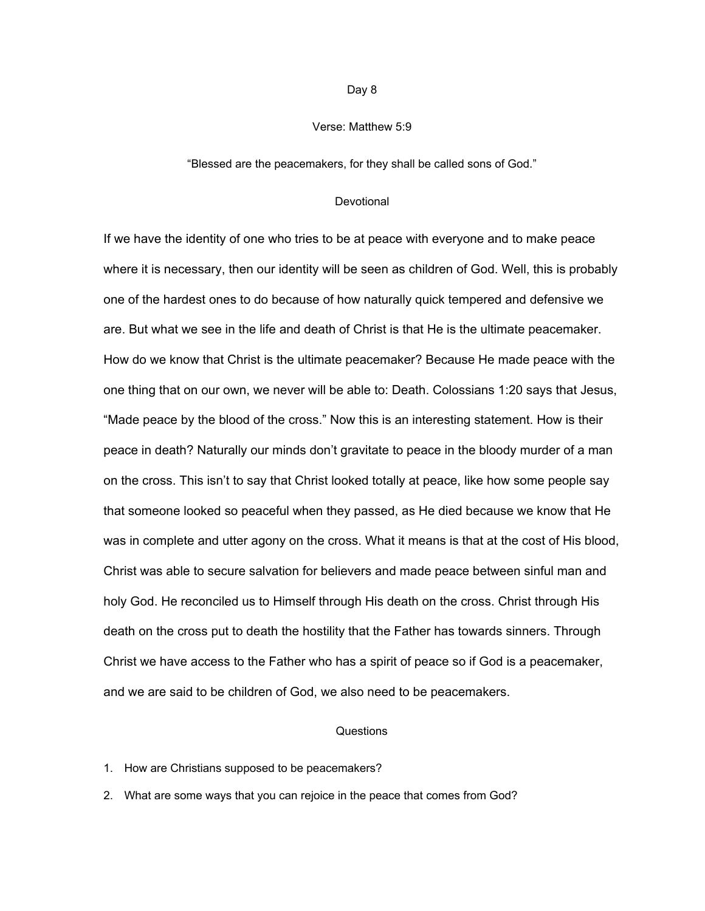## Day 8

### Verse: Matthew 5:9

"Blessed are the peacemakers, for they shall be called sons of God."

### Devotional

If we have the identity of one who tries to be at peace with everyone and to make peace where it is necessary, then our identity will be seen as children of God. Well, this is probably one of the hardest ones to do because of how naturally quick tempered and defensive we are. But what we see in the life and death of Christ is that He is the ultimate peacemaker. How do we know that Christ is the ultimate peacemaker? Because He made peace with the one thing that on our own, we never will be able to: Death. Colossians 1:20 says that Jesus, "Made peace by the blood of the cross." Now this is an interesting statement. How is their peace in death? Naturally our minds don't gravitate to peace in the bloody murder of a man on the cross. This isn't to say that Christ looked totally at peace, like how some people say that someone looked so peaceful when they passed, as He died because we know that He was in complete and utter agony on the cross. What it means is that at the cost of His blood, Christ was able to secure salvation for believers and made peace between sinful man and holy God. He reconciled us to Himself through His death on the cross. Christ through His death on the cross put to death the hostility that the Father has towards sinners. Through Christ we have access to the Father who has a spirit of peace so if God is a peacemaker, and we are said to be children of God, we also need to be peacemakers.

### Questions

1. How are Christians supposed to be peacemakers?
2. What are some ways that you can rejoice in the peace that comes from God?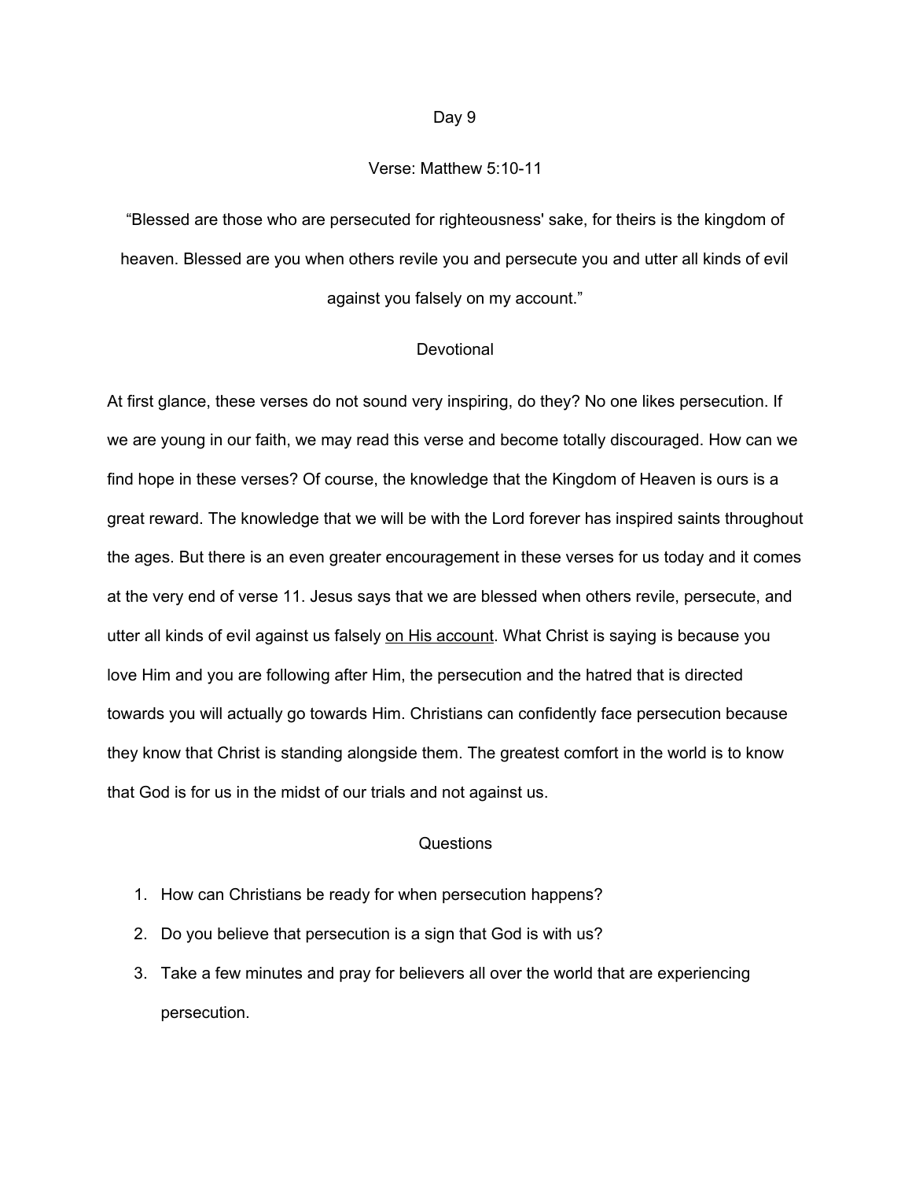# Day 9

## Verse: Matthew 5:10-11

"Blessed are those who are persecuted for righteousness' sake, for theirs is the kingdom of heaven. Blessed are you when others revile you and persecute you and utter all kinds of evil against you falsely on my account."

## Devotional

At first glance, these verses do not sound very inspiring, do they? No one likes persecution. If we are young in our faith, we may read this verse and become totally discouraged. How can we find hope in these verses? Of course, the knowledge that the Kingdom of Heaven is ours is a great reward. The knowledge that we will be with the Lord forever has inspired saints throughout the ages. But there is an even greater encouragement in these verses for us today and it comes at the very end of verse 11. Jesus says that we are blessed when others revile, persecute, and utter all kinds of evil against us falsely <u>on His account</u>. What Christ is saying is because you love Him and you are following after Him, the persecution and the hatred that is directed towards you will actually go towards Him. Christians can confidently face persecution because they know that Christ is standing alongside them. The greatest comfort in the world is to know that God is for us in the midst of our trials and not against us.

## Questions

1. How can Christians be ready for when persecution happens?
2. Do you believe that persecution is a sign that God is with us?
3. Take a few minutes and pray for believers all over the world that are experiencing persecution.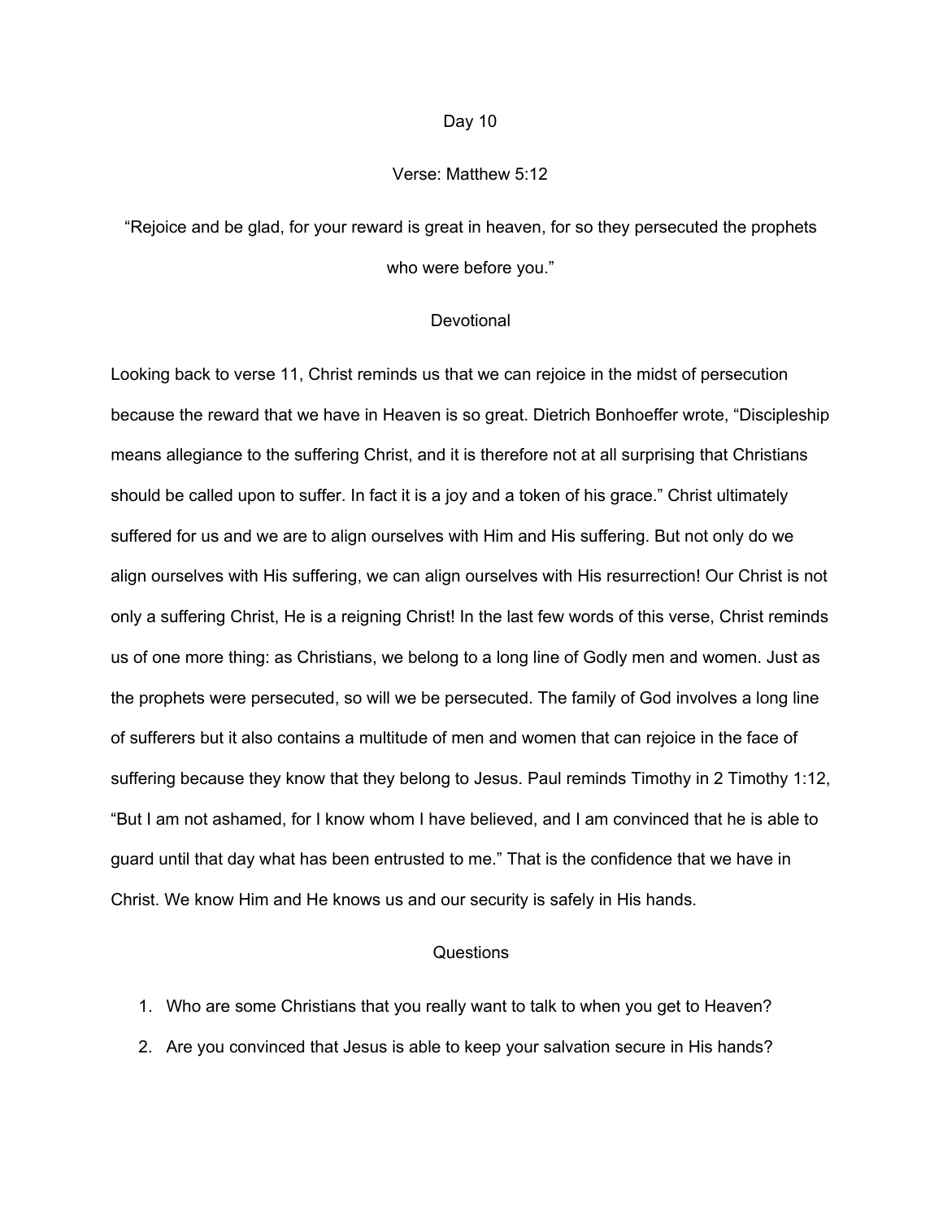# Day 10

## Verse: Matthew 5:12

"Rejoice and be glad, for your reward is great in heaven, for so they persecuted the prophets who were before you."

## Devotional

Looking back to verse 11, Christ reminds us that we can rejoice in the midst of persecution because the reward that we have in Heaven is so great. Dietrich Bonhoeffer wrote, "Discipleship means allegiance to the suffering Christ, and it is therefore not at all surprising that Christians should be called upon to suffer. In fact it is a joy and a token of his grace." Christ ultimately suffered for us and we are to align ourselves with Him and His suffering. But not only do we align ourselves with His suffering, we can align ourselves with His resurrection! Our Christ is not only a suffering Christ, He is a reigning Christ! In the last few words of this verse, Christ reminds us of one more thing: as Christians, we belong to a long line of Godly men and women. Just as the prophets were persecuted, so will we be persecuted. The family of God involves a long line of sufferers but it also contains a multitude of men and women that can rejoice in the face of suffering because they know that they belong to Jesus. Paul reminds Timothy in 2 Timothy 1:12, "But I am not ashamed, for I know whom I have believed, and I am convinced that he is able to guard until that day what has been entrusted to me." That is the confidence that we have in Christ. We know Him and He knows us and our security is safely in His hands.

## Questions

1. Who are some Christians that you really want to talk to when you get to Heaven?
2. Are you convinced that Jesus is able to keep your salvation secure in His hands?